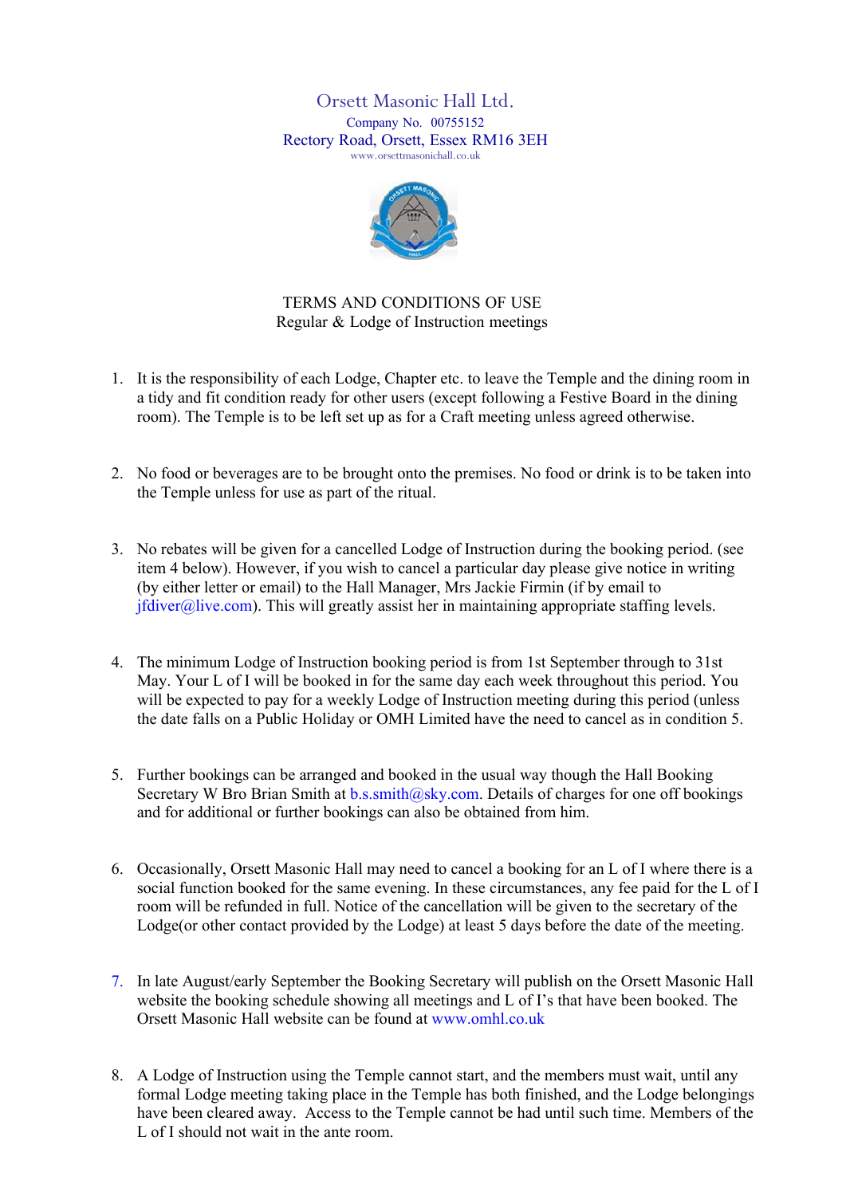# Orsett Masonic Hall Ltd.

Company No. 00755152

Rectory Road, Orsett, Essex RM16 3EH

www.orsettmasonichall.co.uk

## TERMS AND CONDITIONS OF USE

Regular & Lodge of Instruction meetings

1. It is the responsibility of each Lodge, Chapter etc. to leave the Temple and the dining room in a tidy and fit condition ready for other users (except following a Festive Board in the dining room). The Temple is to be left set up as for a Craft meeting unless agreed otherwise.

2. No food or beverages are to be brought onto the premises. No food or drink is to be taken into the Temple unless for use as part of the ritual.

3. No rebates will be given for a cancelled Lodge of Instruction during the booking period. (see item 4 below). However, if you wish to cancel a particular day please give notice in writing (by either letter or email) to the Hall Manager, Mrs Jackie Firmin (if by email to jfdiver@live.com). This will greatly assist her in maintaining appropriate staffing levels.

4. The minimum Lodge of Instruction booking period is from 1st September through to 31st May. Your L of I will be booked in for the same day each week throughout this period. You will be expected to pay for a weekly Lodge of Instruction meeting during this period (unless the date falls on a Public Holiday or OMH Limited have the need to cancel as in condition 5.

5. Further bookings can be arranged and booked in the usual way though the Hall Booking Secretary W Bro Brian Smith at b.s.smith@sky.com. Details of charges for one off bookings and for additional or further bookings can also be obtained from him.

6. Occasionally, Orsett Masonic Hall may need to cancel a booking for an L of I where there is a social function booked for the same evening. In these circumstances, any fee paid for the L of I room will be refunded in full. Notice of the cancellation will be given to the secretary of the Lodge(or other contact provided by the Lodge) at least 5 days before the date of the meeting.

7. In late August/early September the Booking Secretary will publish on the Orsett Masonic Hall website the booking schedule showing all meetings and L of I's that have been booked. The Orsett Masonic Hall website can be found at www.omhl.co.uk

8. A Lodge of Instruction using the Temple cannot start, and the members must wait, until any formal Lodge meeting taking place in the Temple has both finished, and the Lodge belongings have been cleared away. Access to the Temple cannot be had until such time. Members of the L of I should not wait in the ante room.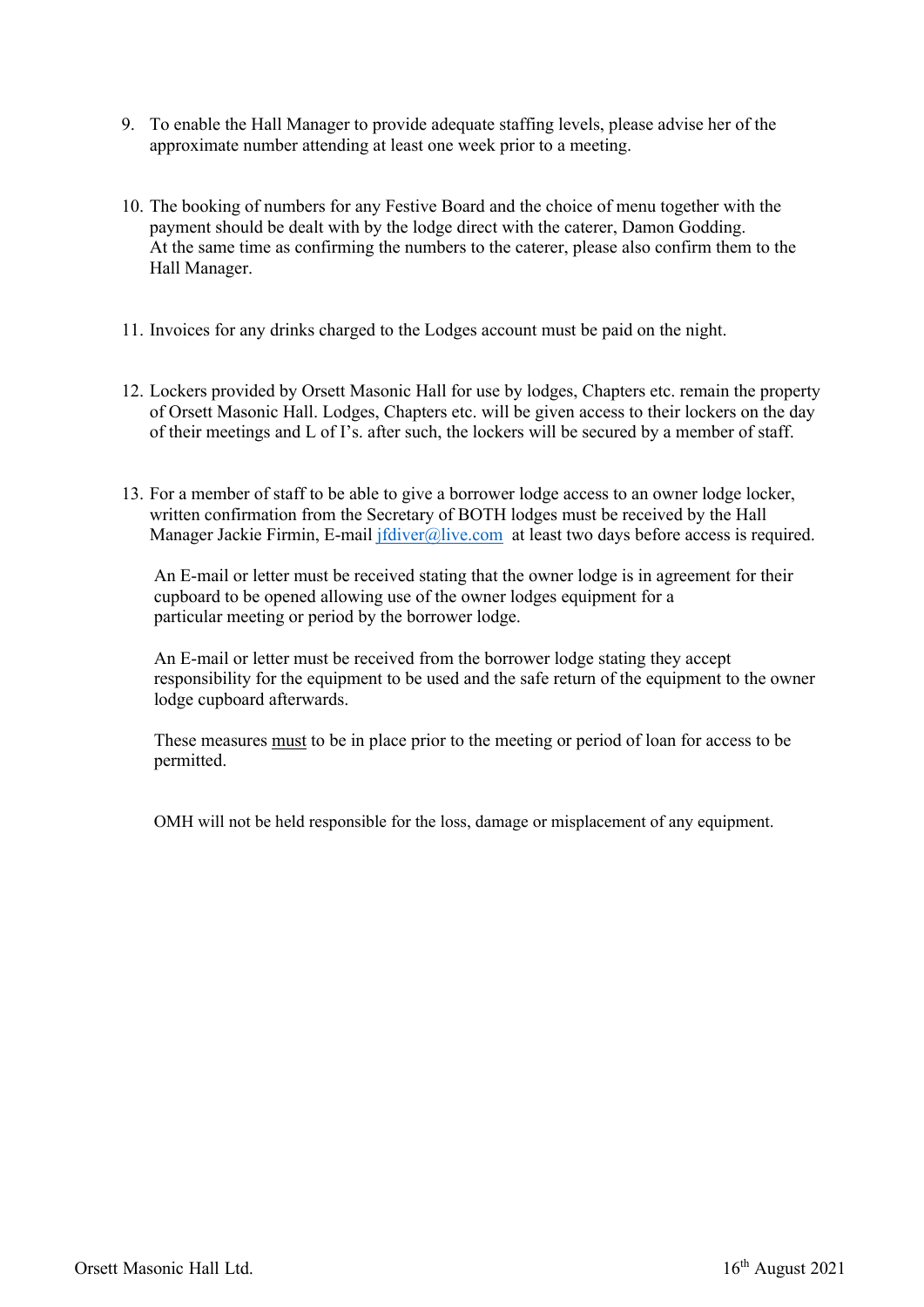9. To enable the Hall Manager to provide adequate staffing levels, please advise her of the approximate number attending at least one week prior to a meeting.

10. The booking of numbers for any Festive Board and the choice of menu together with the payment should be dealt with by the lodge direct with the caterer, Damon Godding. At the same time as confirming the numbers to the caterer, please also confirm them to the Hall Manager.

11. Invoices for any drinks charged to the Lodges account must be paid on the night.

12. Lockers provided by Orsett Masonic Hall for use by lodges, Chapters etc. remain the property of Orsett Masonic Hall. Lodges, Chapters etc. will be given access to their lockers on the day of their meetings and L of I's. after such, the lockers will be secured by a member of staff.

13. For a member of staff to be able to give a borrower lodge access to an owner lodge locker, written confirmation from the Secretary of BOTH lodges must be received by the Hall Manager Jackie Firmin, E-mail jfdiver@live.com at least two days before access is required.

    An E-mail or letter must be received stating that the owner lodge is in agreement for their cupboard to be opened allowing use of the owner lodges equipment for a particular meeting or period by the borrower lodge.

    An E-mail or letter must be received from the borrower lodge stating they accept responsibility for the equipment to be used and the safe return of the equipment to the owner lodge cupboard afterwards.

    These measures <u>must</u> to be in place prior to the meeting or period of loan for access to be permitted.

    OMH will not be held responsible for the loss, damage or misplacement of any equipment.

Orsett Masonic Hall Ltd. 16th August 2021